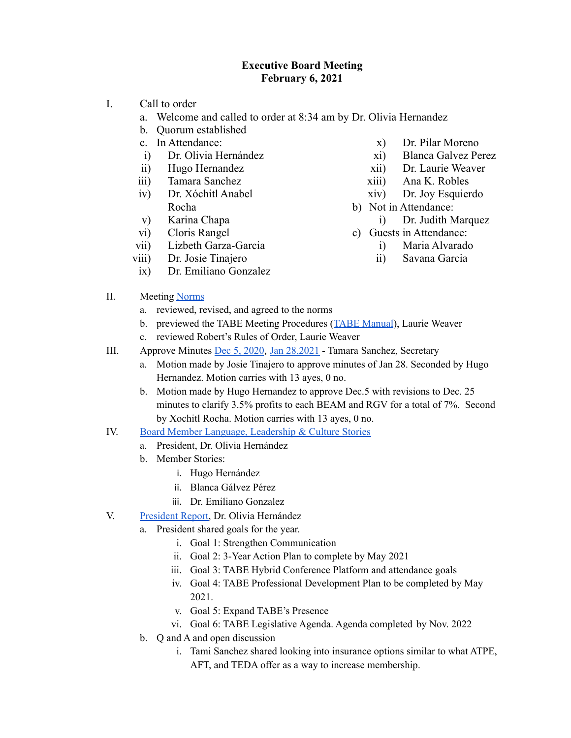# Executive Board Meeting
## February 6, 2021

I. Call to order
   a. Welcome and called to order at 8:34 am by Dr. Olivia Hernandez
   b. Quorum established
   c. In Attendance:
      i) Dr. Olivia Hernández
      ii) Hugo Hernandez
      iii) Tamara Sanchez
      iv) Dr. Xóchitl Anabel Rocha
      v) Karina Chapa
      vi) Cloris Rangel
      vii) Lizbeth Garza-Garcia
      viii) Dr. Josie Tinajero
      ix) Dr. Emiliano Gonzalez
      x) Dr. Pilar Moreno
      xi) Blanca Galvez Perez
      xii) Dr. Laurie Weaver
      xiii) Ana K. Robles
      xiv) Dr. Joy Esquierdo
   b) Not in Attendance:
      i) Dr. Judith Marquez
   c) Guests in Attendance:
      i) Maria Alvarado
      ii) Savana Garcia

II. Meeting Norms
   a. reviewed, revised, and agreed to the norms
   b. previewed the TABE Meeting Procedures (TABE Manual), Laurie Weaver
   c. reviewed Robert's Rules of Order, Laurie Weaver

III. Approve Minutes Dec 5, 2020, Jan 28,2021 - Tamara Sanchez, Secretary
   a. Motion made by Josie Tinajero to approve minutes of Jan 28. Seconded by Hugo Hernandez. Motion carries with 13 ayes, 0 no.
   b. Motion made by Hugo Hernandez to approve Dec.5 with revisions to Dec. 25 minutes to clarify 3.5% profits to each BEAM and RGV for a total of 7%. Second by Xochitl Rocha. Motion carries with 13 ayes, 0 no.

IV. Board Member Language, Leadership & Culture Stories
   a. President, Dr. Olivia Hernández
   b. Member Stories:
      i. Hugo Hernández
      ii. Blanca Gálvez Pérez
      iii. Dr. Emiliano Gonzalez

V. President Report, Dr. Olivia Hernández
   a. President shared goals for the year.
      i. Goal 1: Strengthen Communication
      ii. Goal 2: 3-Year Action Plan to complete by May 2021
      iii. Goal 3: TABE Hybrid Conference Platform and attendance goals
      iv. Goal 4: TABE Professional Development Plan to be completed by May 2021.
      v. Goal 5: Expand TABE's Presence
      vi. Goal 6: TABE Legislative Agenda. Agenda completed by Nov. 2022
   b. Q and A and open discussion
      i. Tami Sanchez shared looking into insurance options similar to what ATPE, AFT, and TEDA offer as a way to increase membership.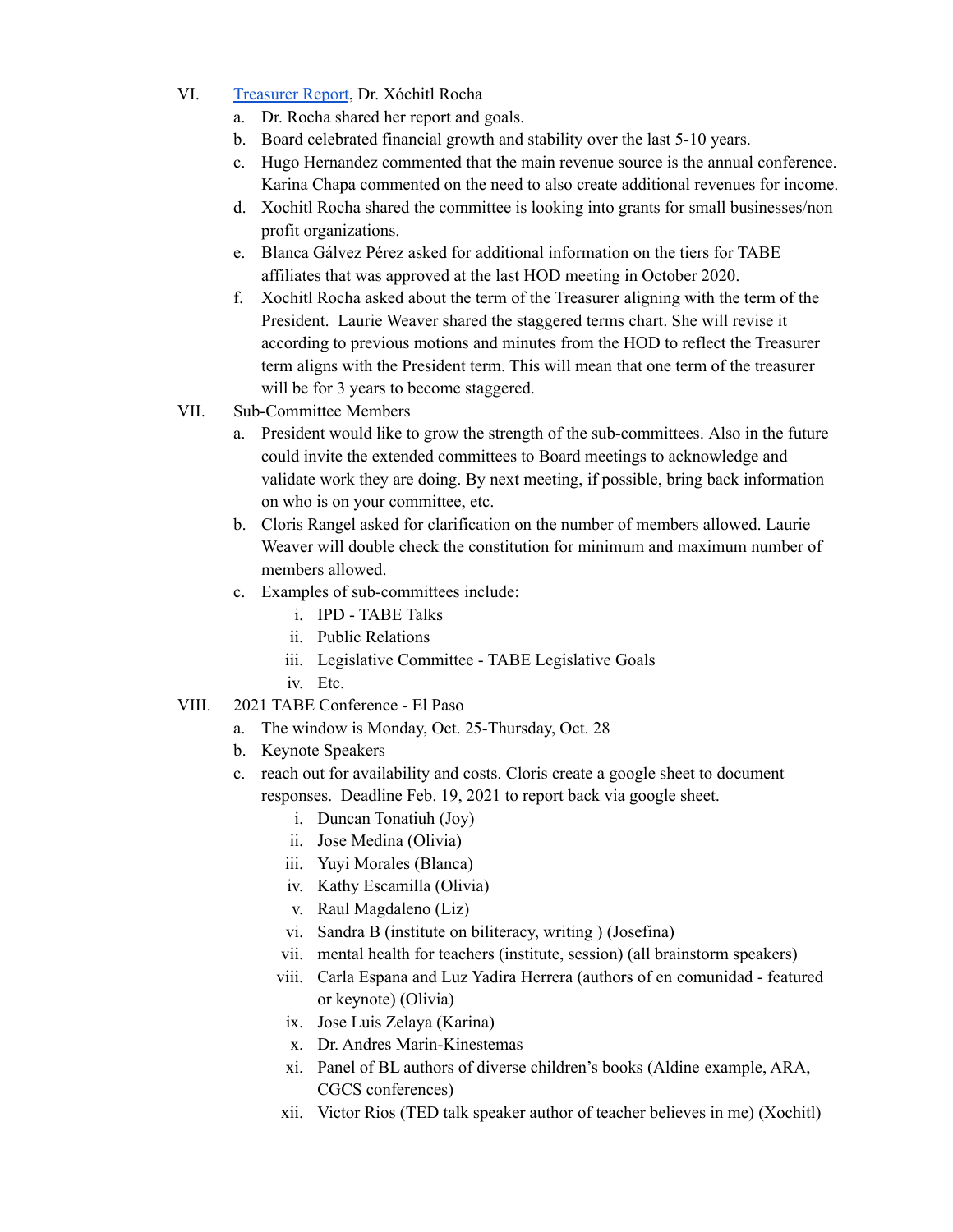VI. [Treasurer Report](), Dr. Xóchitl Rocha
   a. Dr. Rocha shared her report and goals.
   b. Board celebrated financial growth and stability over the last 5-10 years.
   c. Hugo Hernandez commented that the main revenue source is the annual conference. Karina Chapa commented on the need to also create additional revenues for income.
   d. Xochitl Rocha shared the committee is looking into grants for small businesses/non profit organizations.
   e. Blanca Gálvez Pérez asked for additional information on the tiers for TABE affiliates that was approved at the last HOD meeting in October 2020.
   f. Xochitl Rocha asked about the term of the Treasurer aligning with the term of the President. Laurie Weaver shared the staggered terms chart. She will revise it according to previous motions and minutes from the HOD to reflect the Treasurer term aligns with the President term. This will mean that one term of the treasurer will be for 3 years to become staggered.

VII. Sub-Committee Members
   a. President would like to grow the strength of the sub-committees. Also in the future could invite the extended committees to Board meetings to acknowledge and validate work they are doing. By next meeting, if possible, bring back information on who is on your committee, etc.
   b. Cloris Rangel asked for clarification on the number of members allowed. Laurie Weaver will double check the constitution for minimum and maximum number of members allowed.
   c. Examples of sub-committees include:
      i. IPD - TABE Talks
      ii. Public Relations
      iii. Legislative Committee - TABE Legislative Goals
      iv. Etc.

VIII. 2021 TABE Conference - El Paso
   a. The window is Monday, Oct. 25-Thursday, Oct. 28
   b. Keynote Speakers
   c. reach out for availability and costs. Cloris create a google sheet to document responses. Deadline Feb. 19, 2021 to report back via google sheet.
      i. Duncan Tonatiuh (Joy)
      ii. Jose Medina (Olivia)
      iii. Yuyi Morales (Blanca)
      iv. Kathy Escamilla (Olivia)
      v. Raul Magdaleno (Liz)
      vi. Sandra B (institute on biliteracy, writing ) (Josefina)
      vii. mental health for teachers (institute, session) (all brainstorm speakers)
      viii. Carla Espana and Luz Yadira Herrera (authors of en comunidad - featured or keynote) (Olivia)
      ix. Jose Luis Zelaya (Karina)
      x. Dr. Andres Marin-Kinestemas
      xi. Panel of BL authors of diverse children's books (Aldine example, ARA, CGCS conferences)
      xii. Victor Rios (TED talk speaker author of teacher believes in me) (Xochitl)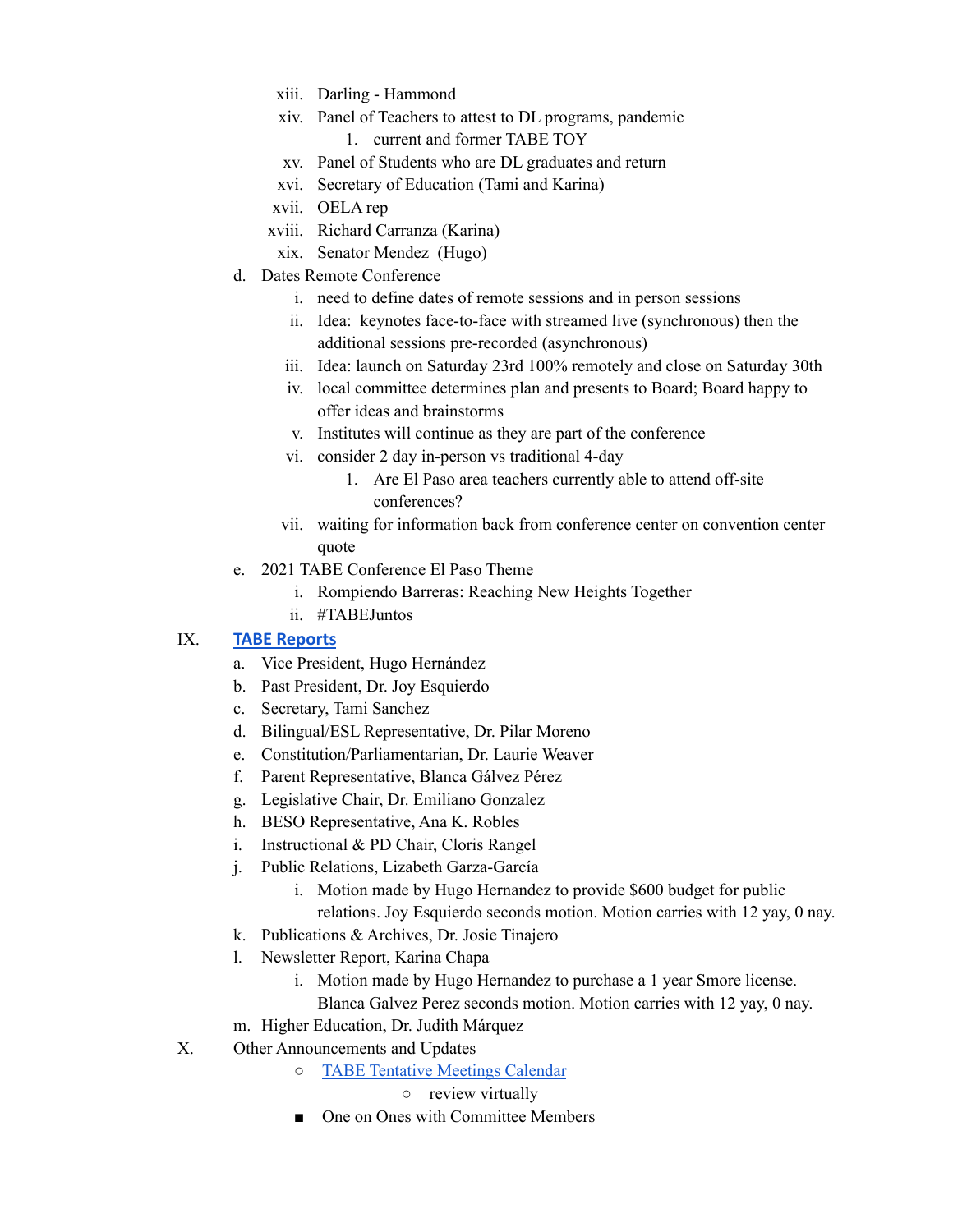- xiii. Darling - Hammond
- xiv. Panel of Teachers to attest to DL programs, pandemic
    1. current and former TABE TOY
- xv. Panel of Students who are DL graduates and return
- xvi. Secretary of Education (Tami and Karina)
- xvii. OELA rep
- xviii. Richard Carranza (Karina)
- xix. Senator Mendez (Hugo)

d. Dates Remote Conference
- i. need to define dates of remote sessions and in person sessions
- ii. Idea: keynotes face-to-face with streamed live (synchronous) then the additional sessions pre-recorded (asynchronous)
- iii. Idea: launch on Saturday 23rd 100% remotely and close on Saturday 30th
- iv. local committee determines plan and presents to Board; Board happy to offer ideas and brainstorms
- v. Institutes will continue as they are part of the conference
- vi. consider 2 day in-person vs traditional 4-day
    1. Are El Paso area teachers currently able to attend off-site conferences?
- vii. waiting for information back from conference center on convention center quote

e. 2021 TABE Conference El Paso Theme
- i. Rompiendo Barreras: Reaching New Heights Together
- ii. #TABEJuntos

IX. **TABE Reports**

a. Vice President, Hugo Hernández

b. Past President, Dr. Joy Esquierdo

c. Secretary, Tami Sanchez

d. Bilingual/ESL Representative, Dr. Pilar Moreno

e. Constitution/Parliamentarian, Dr. Laurie Weaver

f. Parent Representative, Blanca Gálvez Pérez

g. Legislative Chair, Dr. Emiliano Gonzalez

h. BESO Representative, Ana K. Robles

i. Instructional & PD Chair, Cloris Rangel

j. Public Relations, Lizabeth Garza-García
- i. Motion made by Hugo Hernandez to provide $600 budget for public relations. Joy Esquierdo seconds motion. Motion carries with 12 yay, 0 nay.

k. Publications & Archives, Dr. Josie Tinajero

l. Newsletter Report, Karina Chapa
- i. Motion made by Hugo Hernandez to purchase a 1 year Smore license. Blanca Galvez Perez seconds motion. Motion carries with 12 yay, 0 nay.

m. Higher Education, Dr. Judith Márquez

X. Other Announcements and Updates

- TABE Tentative Meetings Calendar
    - review virtually
- One on Ones with Committee Members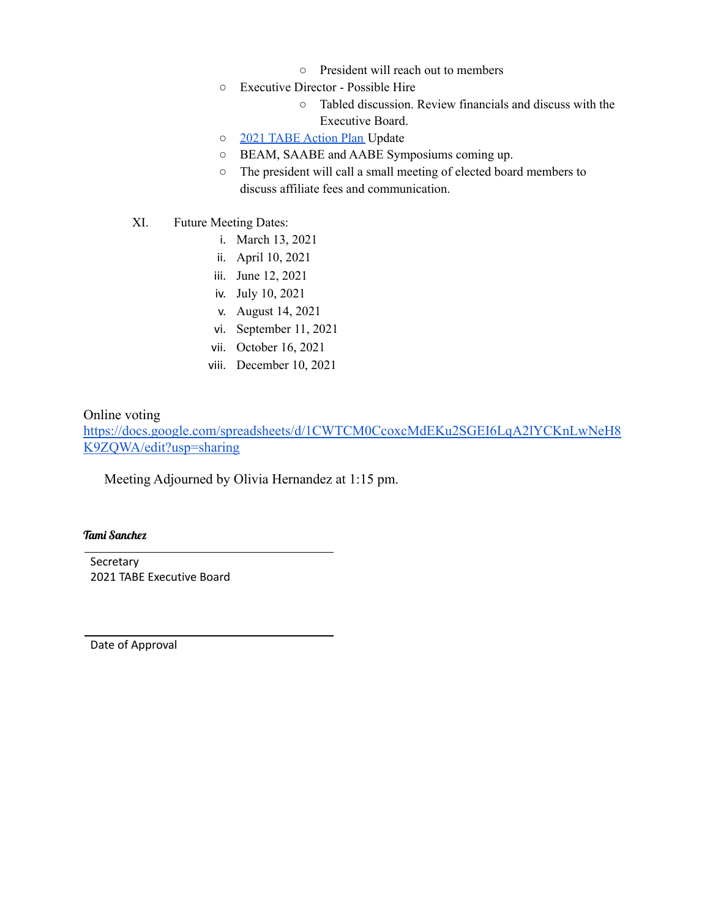- President will reach out to members
    - Executive Director - Possible Hire
        - Tabled discussion. Review financials and discuss with the Executive Board.
    - [2021 TABE Action Plan](#) Update
    - BEAM, SAABE and AABE Symposiums coming up.
    - The president will call a small meeting of elected board members to discuss affiliate fees and communication.

XI. Future Meeting Dates:
   i. March 13, 2021
   ii. April 10, 2021
   iii. June 12, 2021
   iv. July 10, 2021
   v. August 14, 2021
   vi. September 11, 2021
   vii. October 16, 2021
   viii. December 10, 2021

Online voting
https://docs.google.com/spreadsheets/d/1CWTCM0CcoxcMdEKu2SGEI6LqA2lYCKnLwNeH8K9ZQWA/edit?usp=sharing

Meeting Adjourned by Olivia Hernandez at 1:15 pm.

*Tami Sanchez*

Secretary
2021 TABE Executive Board

Date of Approval